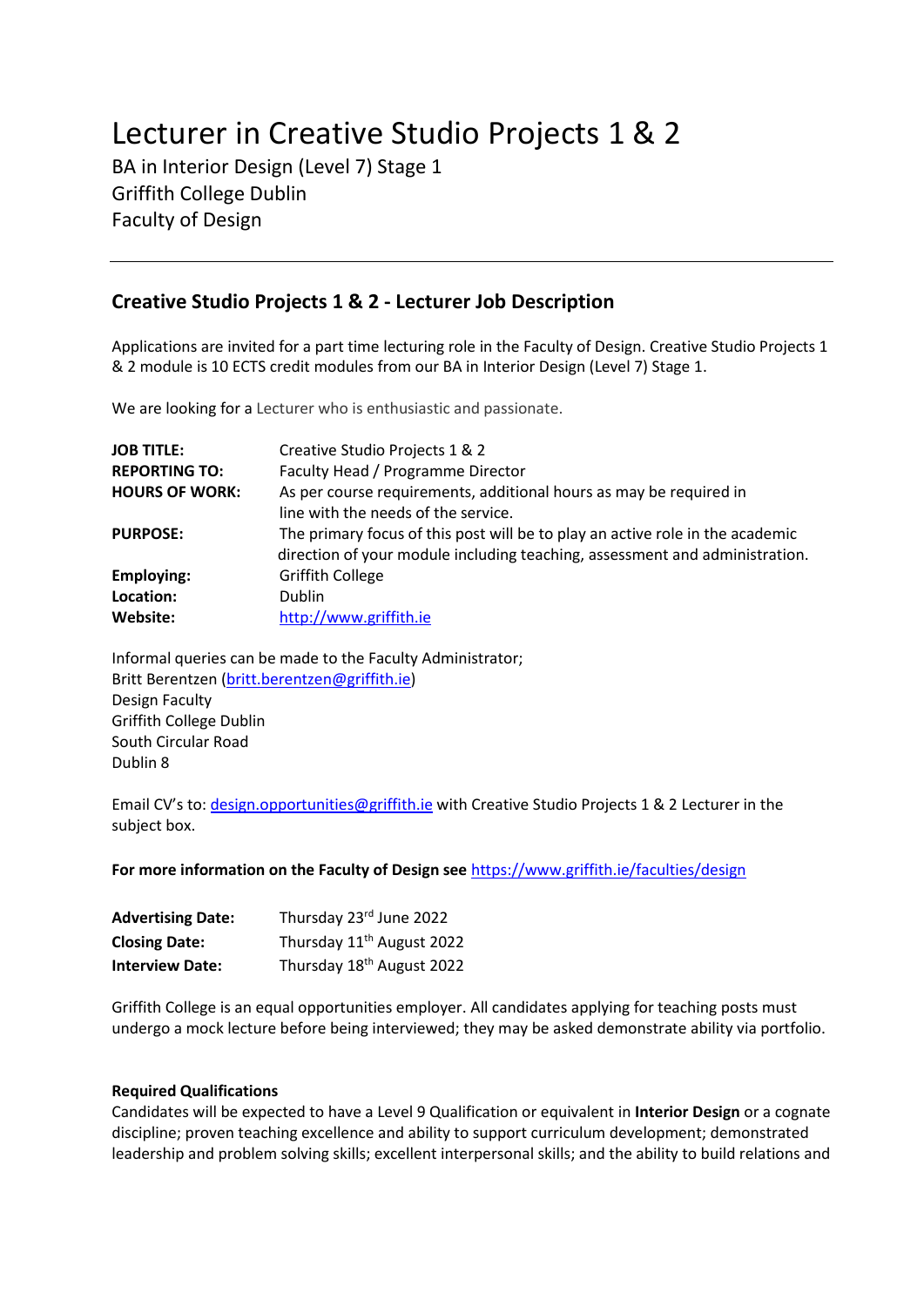# Lecturer in Creative Studio Projects 1 & 2

BA in Interior Design (Level 7) Stage 1
Griffith College Dublin
Faculty of Design

---

## Creative Studio Projects 1 & 2 - Lecturer Job Description

Applications are invited for a part time lecturing role in the Faculty of Design. Creative Studio Projects 1 & 2 module is 10 ECTS credit modules from our BA in Interior Design (Level 7) Stage 1.

We are looking for a Lecturer who is enthusiastic and passionate.

| | |
|---|---|
| **JOB TITLE:** | Creative Studio Projects 1 & 2 |
| **REPORTING TO:** | Faculty Head / Programme Director |
| **HOURS OF WORK:** | As per course requirements, additional hours as may be required in line with the needs of the service. |
| **PURPOSE:** | The primary focus of this post will be to play an active role in the academic direction of your module including teaching, assessment and administration. |
| **Employing:** | Griffith College |
| **Location:** | Dublin |
| **Website:** | http://www.griffith.ie |

Informal queries can be made to the Faculty Administrator;
Britt Berentzen (britt.berentzen@griffith.ie)
Design Faculty
Griffith College Dublin
South Circular Road
Dublin 8

Email CV's to: design.opportunities@griffith.ie with Creative Studio Projects 1 & 2 Lecturer in the subject box.

**For more information on the Faculty of Design see** https://www.griffith.ie/faculties/design

| | |
|---|---|
| **Advertising Date:** | Thursday 23rd June 2022 |
| **Closing Date:** | Thursday 11th August 2022 |
| **Interview Date:** | Thursday 18th August 2022 |

Griffith College is an equal opportunities employer. All candidates applying for teaching posts must undergo a mock lecture before being interviewed; they may be asked demonstrate ability via portfolio.

**Required Qualifications**

Candidates will be expected to have a Level 9 Qualification or equivalent in **Interior Design** or a cognate discipline; proven teaching excellence and ability to support curriculum development; demonstrated leadership and problem solving skills; excellent interpersonal skills; and the ability to build relations and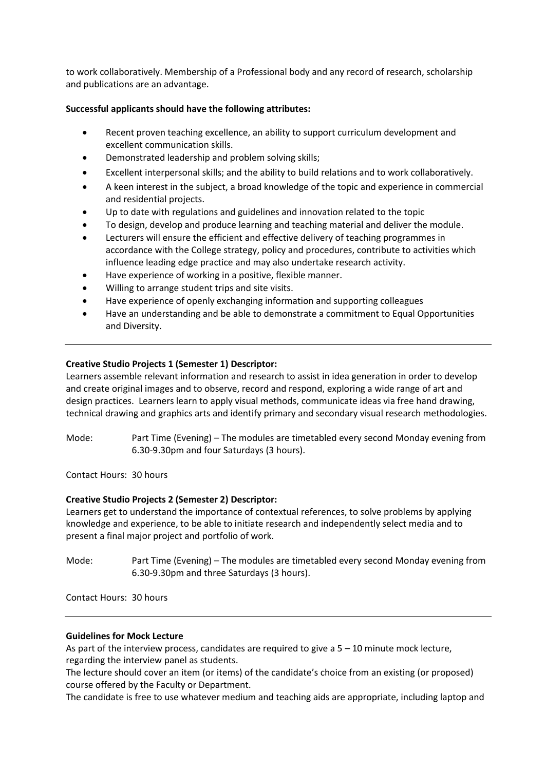to work collaboratively. Membership of a Professional body and any record of research, scholarship and publications are an advantage.

**Successful applicants should have the following attributes:**

- Recent proven teaching excellence, an ability to support curriculum development and excellent communication skills.
- Demonstrated leadership and problem solving skills;
- Excellent interpersonal skills; and the ability to build relations and to work collaboratively.
- A keen interest in the subject, a broad knowledge of the topic and experience in commercial and residential projects.
- Up to date with regulations and guidelines and innovation related to the topic
- To design, develop and produce learning and teaching material and deliver the module.
- Lecturers will ensure the efficient and effective delivery of teaching programmes in accordance with the College strategy, policy and procedures, contribute to activities which influence leading edge practice and may also undertake research activity.
- Have experience of working in a positive, flexible manner.
- Willing to arrange student trips and site visits.
- Have experience of openly exchanging information and supporting colleagues
- Have an understanding and be able to demonstrate a commitment to Equal Opportunities and Diversity.

---

**Creative Studio Projects 1 (Semester 1) Descriptor:**
Learners assemble relevant information and research to assist in idea generation in order to develop and create original images and to observe, record and respond, exploring a wide range of art and design practices. Learners learn to apply visual methods, communicate ideas via free hand drawing, technical drawing and graphics arts and identify primary and secondary visual research methodologies.

Mode: Part Time (Evening) – The modules are timetabled every second Monday evening from 6.30-9.30pm and four Saturdays (3 hours).

Contact Hours: 30 hours

**Creative Studio Projects 2 (Semester 2) Descriptor:**
Learners get to understand the importance of contextual references, to solve problems by applying knowledge and experience, to be able to initiate research and independently select media and to present a final major project and portfolio of work.

Mode: Part Time (Evening) – The modules are timetabled every second Monday evening from 6.30-9.30pm and three Saturdays (3 hours).

Contact Hours: 30 hours

---

**Guidelines for Mock Lecture**
As part of the interview process, candidates are required to give a 5 – 10 minute mock lecture, regarding the interview panel as students.
The lecture should cover an item (or items) of the candidate's choice from an existing (or proposed) course offered by the Faculty or Department.
The candidate is free to use whatever medium and teaching aids are appropriate, including laptop and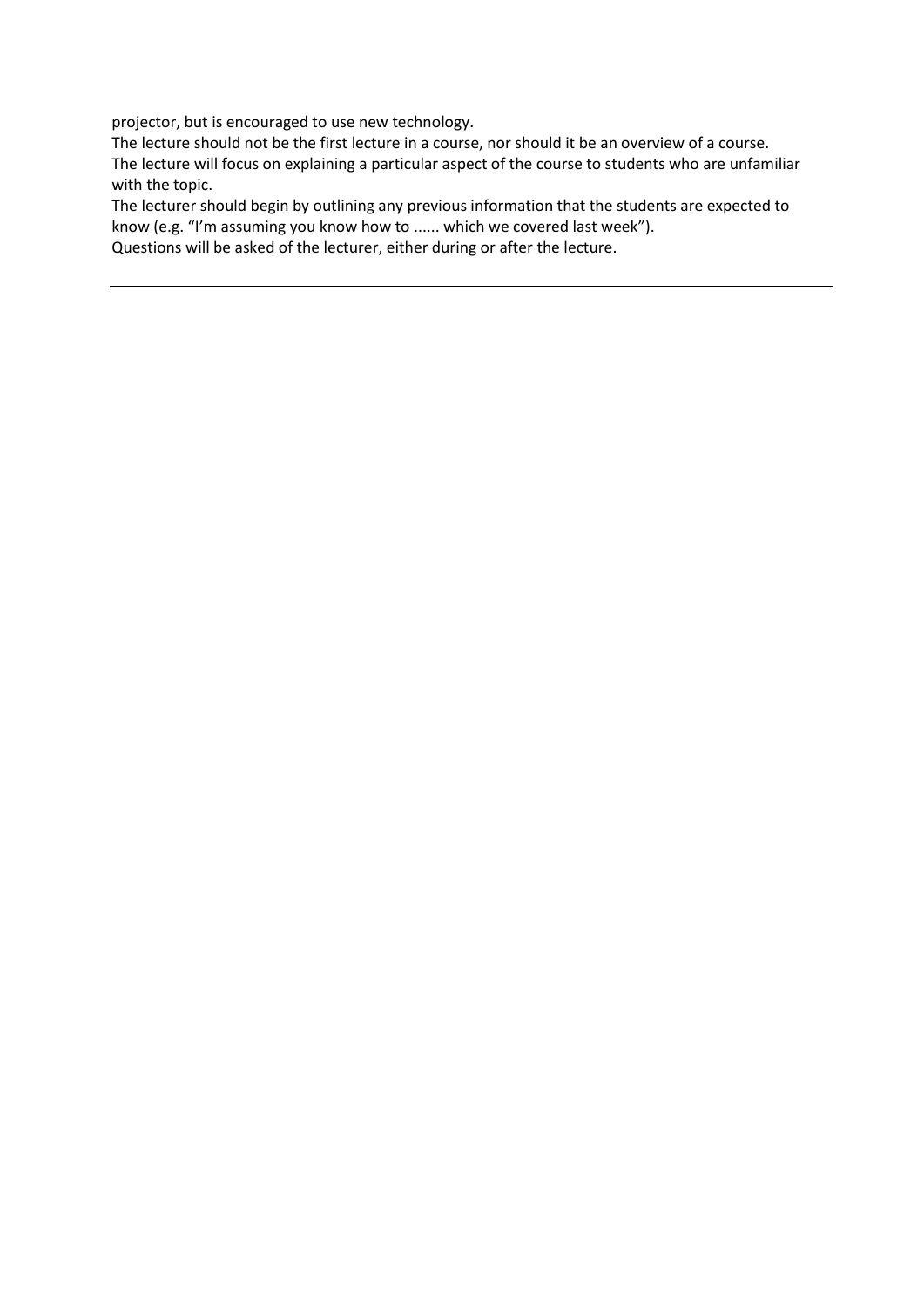projector, but is encouraged to use new technology.

The lecture should not be the first lecture in a course, nor should it be an overview of a course.

The lecture will focus on explaining a particular aspect of the course to students who are unfamiliar with the topic.

The lecturer should begin by outlining any previous information that the students are expected to know (e.g. "I'm assuming you know how to ...... which we covered last week").

Questions will be asked of the lecturer, either during or after the lecture.

---